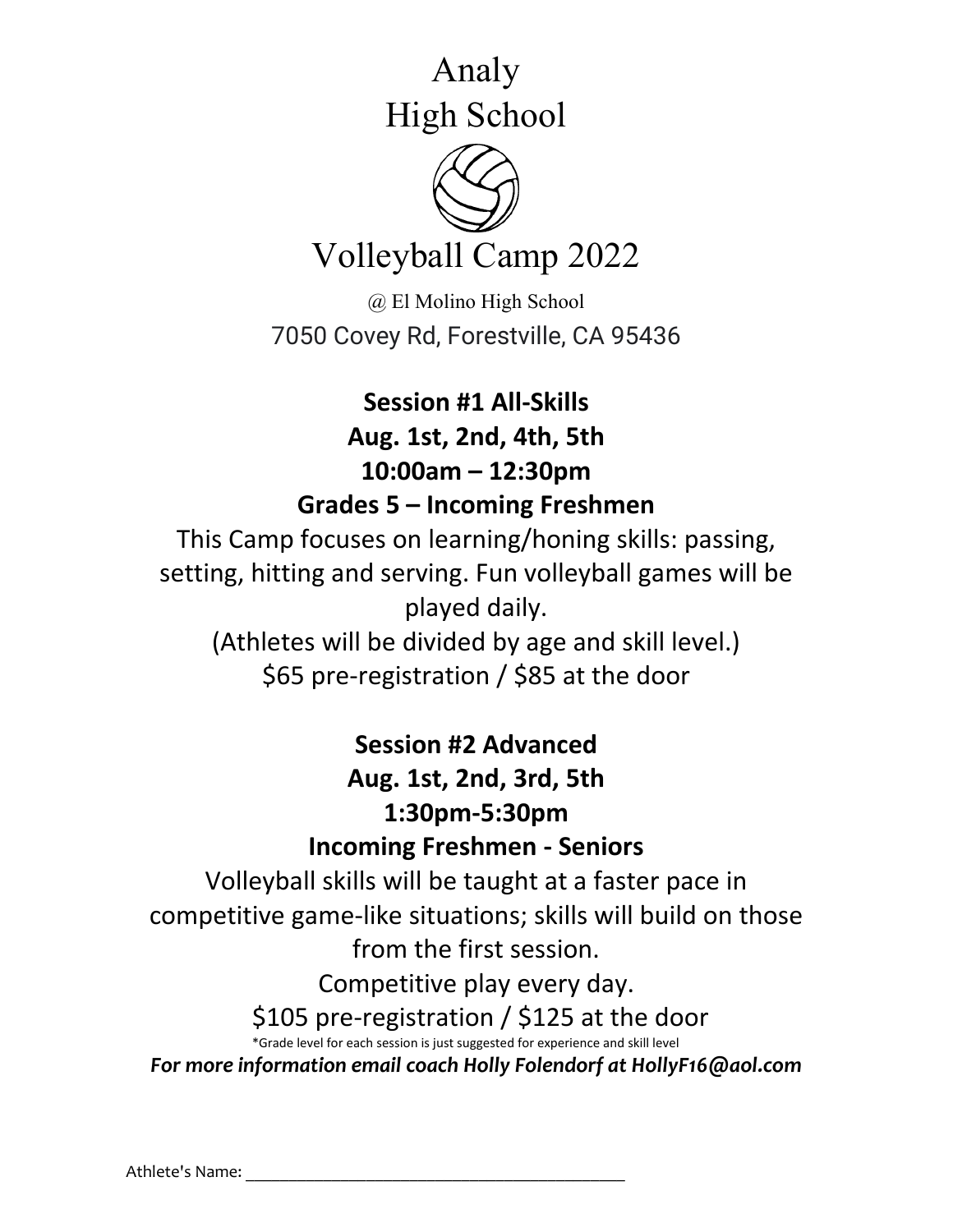# Analy High School

# Volleyball Camp 2022

@ El Molino High School

7050 Covey Rd, Forestville, CA 95436

## Session #1 All-Skills

**Aug. 1st, 2nd, 4th, 5th**

**10:00am – 12:30pm**

**Grades 5 – Incoming Freshmen**

This Camp focuses on learning/honing skills: passing, setting, hitting and serving. Fun volleyball games will be played daily.

(Athletes will be divided by age and skill level.)

$65 pre-registration / $85 at the door

## Session #2 Advanced

**Aug. 1st, 2nd, 3rd, 5th**

**1:30pm-5:30pm**

**Incoming Freshmen - Seniors**

Volleyball skills will be taught at a faster pace in competitive game-like situations; skills will build on those from the first session.

Competitive play every day.

$105 pre-registration / $125 at the door

*Grade level for each session is just suggested for experience and skill level

***For more information email coach Holly Folendorf at HollyF16@aol.com***

Athlete's Name: ________________________________________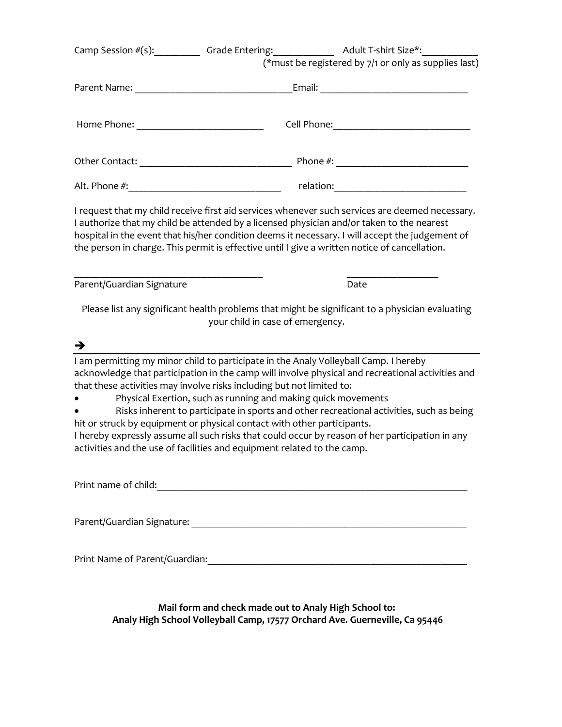Camp Session #(s):_________ Grade Entering:____________ Adult T-shirt Size*:___________
(*must be registered by 7/1 or only as supplies last)

Parent Name: _______________________________Email: ______________________________

Home Phone: _________________________ Cell Phone:___________________________

Other Contact: ______________________________ Phone #: __________________________

Alt. Phone #:______________________________ relation:__________________________

I request that my child receive first aid services whenever such services are deemed necessary. I authorize that my child be attended by a licensed physician and/or taken to the nearest hospital in the event that his/her condition deems it necessary. I will accept the judgement of the person in charge. This permit is effective until I give a written notice of cancellation.

_____________________________________ __________________
Parent/Guardian Signature Date

Please list any significant health problems that might be significant to a physician evaluating your child in case of emergency.

➔ ______________________________________________________________________________

I am permitting my minor child to participate in the Analy Volleyball Camp. I hereby acknowledge that participation in the camp will involve physical and recreational activities and that these activities may involve risks including but not limited to:

- Physical Exertion, such as running and making quick movements
- Risks inherent to participate in sports and other recreational activities, such as being hit or struck by equipment or physical contact with other participants.

I hereby expressly assume all such risks that could occur by reason of her participation in any activities and the use of facilities and equipment related to the camp.

Print name of child:_______________________________________________________________

Parent/Guardian Signature: __________________________________________________________

Print Name of Parent/Guardian:______________________________________________________

**Mail form and check made out to Analy High School to:**
**Analy High School Volleyball Camp, 17577 Orchard Ave. Guerneville, Ca 95446**